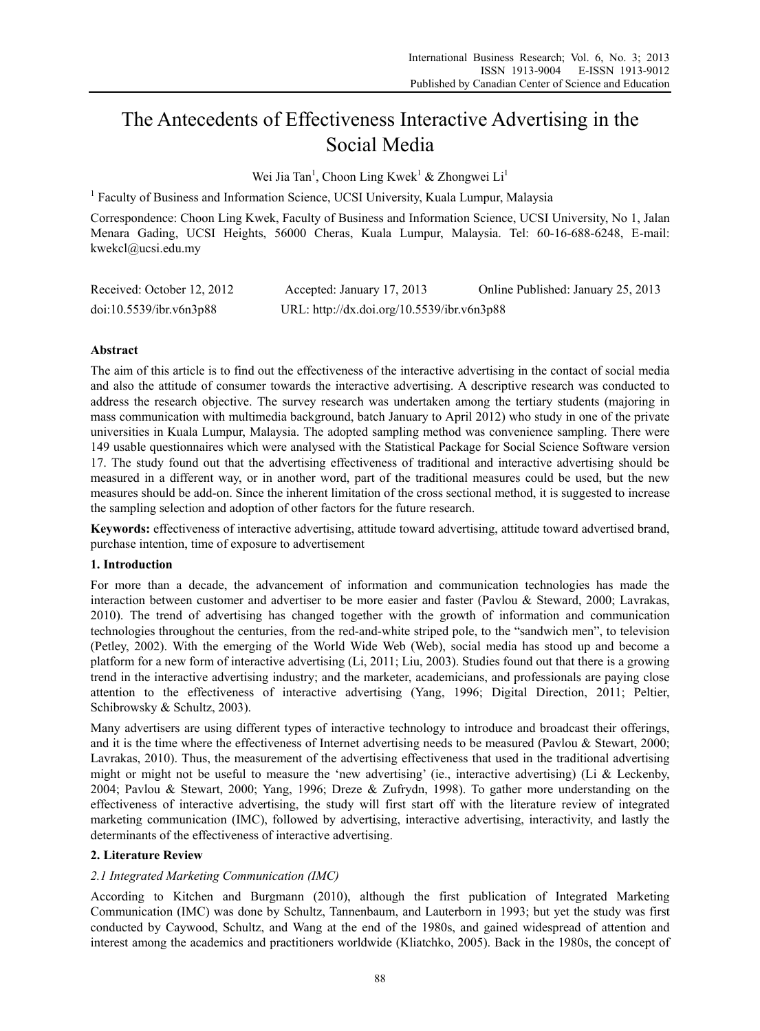# The Antecedents of Effectiveness Interactive Advertising in the Social Media

Wei Jia Tan[1], Choon Ling Kwek[1] & Zhongwei Li[1]

[1] Faculty of Business and Information Science, UCSI University, Kuala Lumpur, Malaysia

Correspondence: Choon Ling Kwek, Faculty of Business and Information Science, UCSI University, No 1, Jalan Menara Gading, UCSI Heights, 56000 Cheras, Kuala Lumpur, Malaysia. Tel: 60-16-688-6248, E-mail: kwekcl@ucsi.edu.my

Received: October 12, 2012 Accepted: January 17, 2013 Online Published: January 25, 2013

doi:10.5539/ibr.v6n3p88 URL: http://dx.doi.org/10.5539/ibr.v6n3p88

## Abstract

The aim of this article is to find out the effectiveness of the interactive advertising in the contact of social media and also the attitude of consumer towards the interactive advertising. A descriptive research was conducted to address the research objective. The survey research was undertaken among the tertiary students (majoring in mass communication with multimedia background, batch January to April 2012) who study in one of the private universities in Kuala Lumpur, Malaysia. The adopted sampling method was convenience sampling. There were 149 usable questionnaires which were analysed with the Statistical Package for Social Science Software version 17. The study found out that the advertising effectiveness of traditional and interactive advertising should be measured in a different way, or in another word, part of the traditional measures could be used, but the new measures should be add-on. Since the inherent limitation of the cross sectional method, it is suggested to increase the sampling selection and adoption of other factors for the future research.

**Keywords:** effectiveness of interactive advertising, attitude toward advertising, attitude toward advertised brand, purchase intention, time of exposure to advertisement

## 1. Introduction

For more than a decade, the advancement of information and communication technologies has made the interaction between customer and advertiser to be more easier and faster (Pavlou & Steward, 2000; Lavrakas, 2010). The trend of advertising has changed together with the growth of information and communication technologies throughout the centuries, from the red-and-white striped pole, to the "sandwich men", to television (Petley, 2002). With the emerging of the World Wide Web (Web), social media has stood up and become a platform for a new form of interactive advertising (Li, 2011; Liu, 2003). Studies found out that there is a growing trend in the interactive advertising industry; and the marketer, academicians, and professionals are paying close attention to the effectiveness of interactive advertising (Yang, 1996; Digital Direction, 2011; Peltier, Schibrowsky & Schultz, 2003).

Many advertisers are using different types of interactive technology to introduce and broadcast their offerings, and it is the time where the effectiveness of Internet advertising needs to be measured (Pavlou & Stewart, 2000; Lavrakas, 2010). Thus, the measurement of the advertising effectiveness that used in the traditional advertising might or might not be useful to measure the 'new advertising' (ie., interactive advertising) (Li & Leckenby, 2004; Pavlou & Stewart, 2000; Yang, 1996; Dreze & Zufrydn, 1998). To gather more understanding on the effectiveness of interactive advertising, the study will first start off with the literature review of integrated marketing communication (IMC), followed by advertising, interactive advertising, interactivity, and lastly the determinants of the effectiveness of interactive advertising.

## 2. Literature Review

### *2.1 Integrated Marketing Communication (IMC)*

According to Kitchen and Burgmann (2010), although the first publication of Integrated Marketing Communication (IMC) was done by Schultz, Tannenbaum, and Lauterborn in 1993; but yet the study was first conducted by Caywood, Schultz, and Wang at the end of the 1980s, and gained widespread of attention and interest among the academics and practitioners worldwide (Kliatchko, 2005). Back in the 1980s, the concept of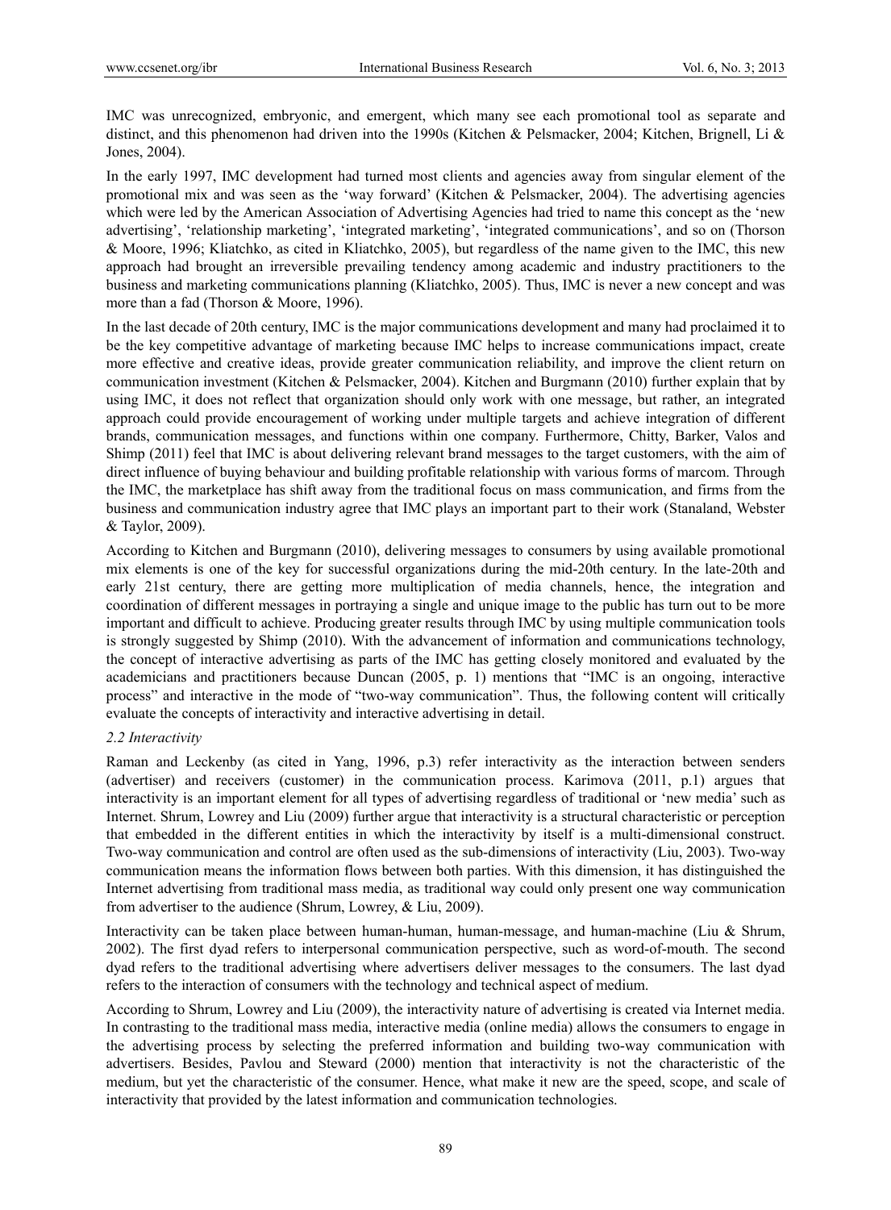IMC was unrecognized, embryonic, and emergent, which many see each promotional tool as separate and distinct, and this phenomenon had driven into the 1990s (Kitchen & Pelsmacker, 2004; Kitchen, Brignell, Li & Jones, 2004).

In the early 1997, IMC development had turned most clients and agencies away from singular element of the promotional mix and was seen as the 'way forward' (Kitchen & Pelsmacker, 2004). The advertising agencies which were led by the American Association of Advertising Agencies had tried to name this concept as the 'new advertising', 'relationship marketing', 'integrated marketing', 'integrated communications', and so on (Thorson & Moore, 1996; Kliatchko, as cited in Kliatchko, 2005), but regardless of the name given to the IMC, this new approach had brought an irreversible prevailing tendency among academic and industry practitioners to the business and marketing communications planning (Kliatchko, 2005). Thus, IMC is never a new concept and was more than a fad (Thorson & Moore, 1996).

In the last decade of 20th century, IMC is the major communications development and many had proclaimed it to be the key competitive advantage of marketing because IMC helps to increase communications impact, create more effective and creative ideas, provide greater communication reliability, and improve the client return on communication investment (Kitchen & Pelsmacker, 2004). Kitchen and Burgmann (2010) further explain that by using IMC, it does not reflect that organization should only work with one message, but rather, an integrated approach could provide encouragement of working under multiple targets and achieve integration of different brands, communication messages, and functions within one company. Furthermore, Chitty, Barker, Valos and Shimp (2011) feel that IMC is about delivering relevant brand messages to the target customers, with the aim of direct influence of buying behaviour and building profitable relationship with various forms of marcom. Through the IMC, the marketplace has shift away from the traditional focus on mass communication, and firms from the business and communication industry agree that IMC plays an important part to their work (Stanaland, Webster & Taylor, 2009).

According to Kitchen and Burgmann (2010), delivering messages to consumers by using available promotional mix elements is one of the key for successful organizations during the mid-20th century. In the late-20th and early 21st century, there are getting more multiplication of media channels, hence, the integration and coordination of different messages in portraying a single and unique image to the public has turn out to be more important and difficult to achieve. Producing greater results through IMC by using multiple communication tools is strongly suggested by Shimp (2010). With the advancement of information and communications technology, the concept of interactive advertising as parts of the IMC has getting closely monitored and evaluated by the academicians and practitioners because Duncan (2005, p. 1) mentions that "IMC is an ongoing, interactive process" and interactive in the mode of "two-way communication". Thus, the following content will critically evaluate the concepts of interactivity and interactive advertising in detail.

### *2.2 Interactivity*

Raman and Leckenby (as cited in Yang, 1996, p.3) refer interactivity as the interaction between senders (advertiser) and receivers (customer) in the communication process. Karimova (2011, p.1) argues that interactivity is an important element for all types of advertising regardless of traditional or 'new media' such as Internet. Shrum, Lowrey and Liu (2009) further argue that interactivity is a structural characteristic or perception that embedded in the different entities in which the interactivity by itself is a multi-dimensional construct. Two-way communication and control are often used as the sub-dimensions of interactivity (Liu, 2003). Two-way communication means the information flows between both parties. With this dimension, it has distinguished the Internet advertising from traditional mass media, as traditional way could only present one way communication from advertiser to the audience (Shrum, Lowrey, & Liu, 2009).

Interactivity can be taken place between human-human, human-message, and human-machine (Liu & Shrum, 2002). The first dyad refers to interpersonal communication perspective, such as word-of-mouth. The second dyad refers to the traditional advertising where advertisers deliver messages to the consumers. The last dyad refers to the interaction of consumers with the technology and technical aspect of medium.

According to Shrum, Lowrey and Liu (2009), the interactivity nature of advertising is created via Internet media. In contrasting to the traditional mass media, interactive media (online media) allows the consumers to engage in the advertising process by selecting the preferred information and building two-way communication with advertisers. Besides, Pavlou and Steward (2000) mention that interactivity is not the characteristic of the medium, but yet the characteristic of the consumer. Hence, what make it new are the speed, scope, and scale of interactivity that provided by the latest information and communication technologies.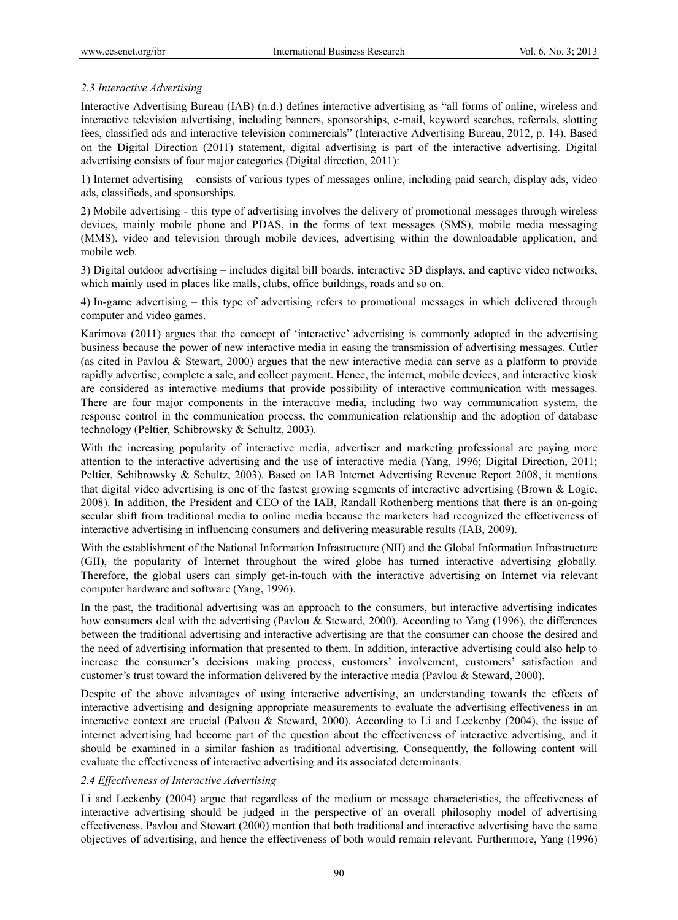### 2.3 Interactive Advertising

Interactive Advertising Bureau (IAB) (n.d.) defines interactive advertising as "all forms of online, wireless and interactive television advertising, including banners, sponsorships, e-mail, keyword searches, referrals, slotting fees, classified ads and interactive television commercials" (Interactive Advertising Bureau, 2012, p. 14). Based on the Digital Direction (2011) statement, digital advertising is part of the interactive advertising. Digital advertising consists of four major categories (Digital direction, 2011):

1) Internet advertising – consists of various types of messages online, including paid search, display ads, video ads, classifieds, and sponsorships.

2) Mobile advertising - this type of advertising involves the delivery of promotional messages through wireless devices, mainly mobile phone and PDAS, in the forms of text messages (SMS), mobile media messaging (MMS), video and television through mobile devices, advertising within the downloadable application, and mobile web.

3) Digital outdoor advertising – includes digital bill boards, interactive 3D displays, and captive video networks, which mainly used in places like malls, clubs, office buildings, roads and so on.

4) In-game advertising – this type of advertising refers to promotional messages in which delivered through computer and video games.

Karimova (2011) argues that the concept of 'interactive' advertising is commonly adopted in the advertising business because the power of new interactive media in easing the transmission of advertising messages. Cutler (as cited in Pavlou & Stewart, 2000) argues that the new interactive media can serve as a platform to provide rapidly advertise, complete a sale, and collect payment. Hence, the internet, mobile devices, and interactive kiosk are considered as interactive mediums that provide possibility of interactive communication with messages. There are four major components in the interactive media, including two way communication system, the response control in the communication process, the communication relationship and the adoption of database technology (Peltier, Schibrowsky & Schultz, 2003).

With the increasing popularity of interactive media, advertiser and marketing professional are paying more attention to the interactive advertising and the use of interactive media (Yang, 1996; Digital Direction, 2011; Peltier, Schibrowsky & Schultz, 2003). Based on IAB Internet Advertising Revenue Report 2008, it mentions that digital video advertising is one of the fastest growing segments of interactive advertising (Brown & Logic, 2008). In addition, the President and CEO of the IAB, Randall Rothenberg mentions that there is an on-going secular shift from traditional media to online media because the marketers had recognized the effectiveness of interactive advertising in influencing consumers and delivering measurable results (IAB, 2009).

With the establishment of the National Information Infrastructure (NII) and the Global Information Infrastructure (GII), the popularity of Internet throughout the wired globe has turned interactive advertising globally. Therefore, the global users can simply get-in-touch with the interactive advertising on Internet via relevant computer hardware and software (Yang, 1996).

In the past, the traditional advertising was an approach to the consumers, but interactive advertising indicates how consumers deal with the advertising (Pavlou & Steward, 2000). According to Yang (1996), the differences between the traditional advertising and interactive advertising are that the consumer can choose the desired and the need of advertising information that presented to them. In addition, interactive advertising could also help to increase the consumer's decisions making process, customers' involvement, customers' satisfaction and customer's trust toward the information delivered by the interactive media (Pavlou & Steward, 2000).

Despite of the above advantages of using interactive advertising, an understanding towards the effects of interactive advertising and designing appropriate measurements to evaluate the advertising effectiveness in an interactive context are crucial (Palvou & Steward, 2000). According to Li and Leckenby (2004), the issue of internet advertising had become part of the question about the effectiveness of interactive advertising, and it should be examined in a similar fashion as traditional advertising. Consequently, the following content will evaluate the effectiveness of interactive advertising and its associated determinants.

### 2.4 Effectiveness of Interactive Advertising

Li and Leckenby (2004) argue that regardless of the medium or message characteristics, the effectiveness of interactive advertising should be judged in the perspective of an overall philosophy model of advertising effectiveness. Pavlou and Stewart (2000) mention that both traditional and interactive advertising have the same objectives of advertising, and hence the effectiveness of both would remain relevant. Furthermore, Yang (1996)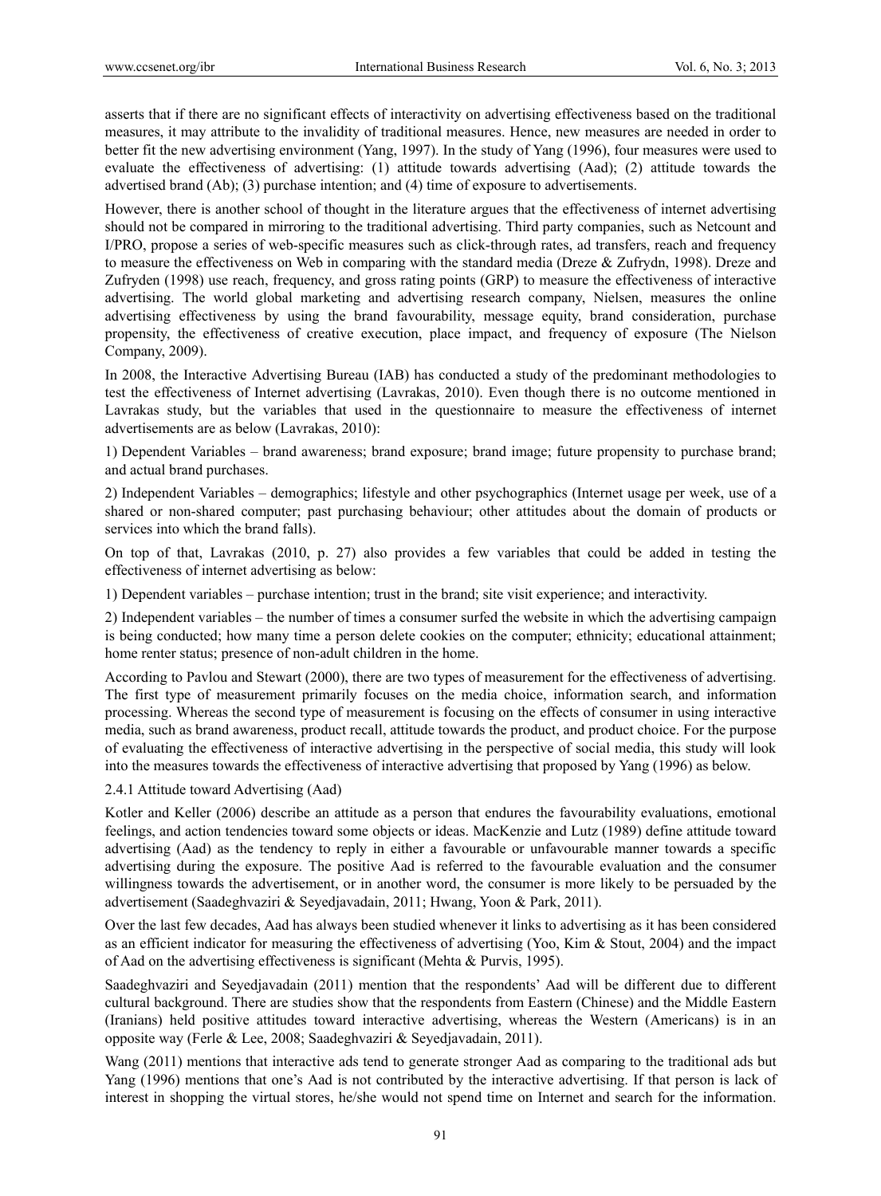asserts that if there are no significant effects of interactivity on advertising effectiveness based on the traditional measures, it may attribute to the invalidity of traditional measures. Hence, new measures are needed in order to better fit the new advertising environment (Yang, 1997). In the study of Yang (1996), four measures were used to evaluate the effectiveness of advertising: (1) attitude towards advertising (Aad); (2) attitude towards the advertised brand (Ab); (3) purchase intention; and (4) time of exposure to advertisements.

However, there is another school of thought in the literature argues that the effectiveness of internet advertising should not be compared in mirroring to the traditional advertising. Third party companies, such as Netcount and I/PRO, propose a series of web-specific measures such as click-through rates, ad transfers, reach and frequency to measure the effectiveness on Web in comparing with the standard media (Dreze & Zufrydn, 1998). Dreze and Zufryden (1998) use reach, frequency, and gross rating points (GRP) to measure the effectiveness of interactive advertising. The world global marketing and advertising research company, Nielsen, measures the online advertising effectiveness by using the brand favourability, message equity, brand consideration, purchase propensity, the effectiveness of creative execution, place impact, and frequency of exposure (The Nielson Company, 2009).

In 2008, the Interactive Advertising Bureau (IAB) has conducted a study of the predominant methodologies to test the effectiveness of Internet advertising (Lavrakas, 2010). Even though there is no outcome mentioned in Lavrakas study, but the variables that used in the questionnaire to measure the effectiveness of internet advertisements are as below (Lavrakas, 2010):

1) Dependent Variables – brand awareness; brand exposure; brand image; future propensity to purchase brand; and actual brand purchases.

2) Independent Variables – demographics; lifestyle and other psychographics (Internet usage per week, use of a shared or non-shared computer; past purchasing behaviour; other attitudes about the domain of products or services into which the brand falls).

On top of that, Lavrakas (2010, p. 27) also provides a few variables that could be added in testing the effectiveness of internet advertising as below:

1) Dependent variables – purchase intention; trust in the brand; site visit experience; and interactivity.

2) Independent variables – the number of times a consumer surfed the website in which the advertising campaign is being conducted; how many time a person delete cookies on the computer; ethnicity; educational attainment; home renter status; presence of non-adult children in the home.

According to Pavlou and Stewart (2000), there are two types of measurement for the effectiveness of advertising. The first type of measurement primarily focuses on the media choice, information search, and information processing. Whereas the second type of measurement is focusing on the effects of consumer in using interactive media, such as brand awareness, product recall, attitude towards the product, and product choice. For the purpose of evaluating the effectiveness of interactive advertising in the perspective of social media, this study will look into the measures towards the effectiveness of interactive advertising that proposed by Yang (1996) as below.

### 2.4.1 Attitude toward Advertising (Aad)

Kotler and Keller (2006) describe an attitude as a person that endures the favourability evaluations, emotional feelings, and action tendencies toward some objects or ideas. MacKenzie and Lutz (1989) define attitude toward advertising (Aad) as the tendency to reply in either a favourable or unfavourable manner towards a specific advertising during the exposure. The positive Aad is referred to the favourable evaluation and the consumer willingness towards the advertisement, or in another word, the consumer is more likely to be persuaded by the advertisement (Saadeghvaziri & Seyedjavadain, 2011; Hwang, Yoon & Park, 2011).

Over the last few decades, Aad has always been studied whenever it links to advertising as it has been considered as an efficient indicator for measuring the effectiveness of advertising (Yoo, Kim & Stout, 2004) and the impact of Aad on the advertising effectiveness is significant (Mehta & Purvis, 1995).

Saadeghvaziri and Seyedjavadain (2011) mention that the respondents' Aad will be different due to different cultural background. There are studies show that the respondents from Eastern (Chinese) and the Middle Eastern (Iranians) held positive attitudes toward interactive advertising, whereas the Western (Americans) is in an opposite way (Ferle & Lee, 2008; Saadeghvaziri & Seyedjavadain, 2011).

Wang (2011) mentions that interactive ads tend to generate stronger Aad as comparing to the traditional ads but Yang (1996) mentions that one's Aad is not contributed by the interactive advertising. If that person is lack of interest in shopping the virtual stores, he/she would not spend time on Internet and search for the information.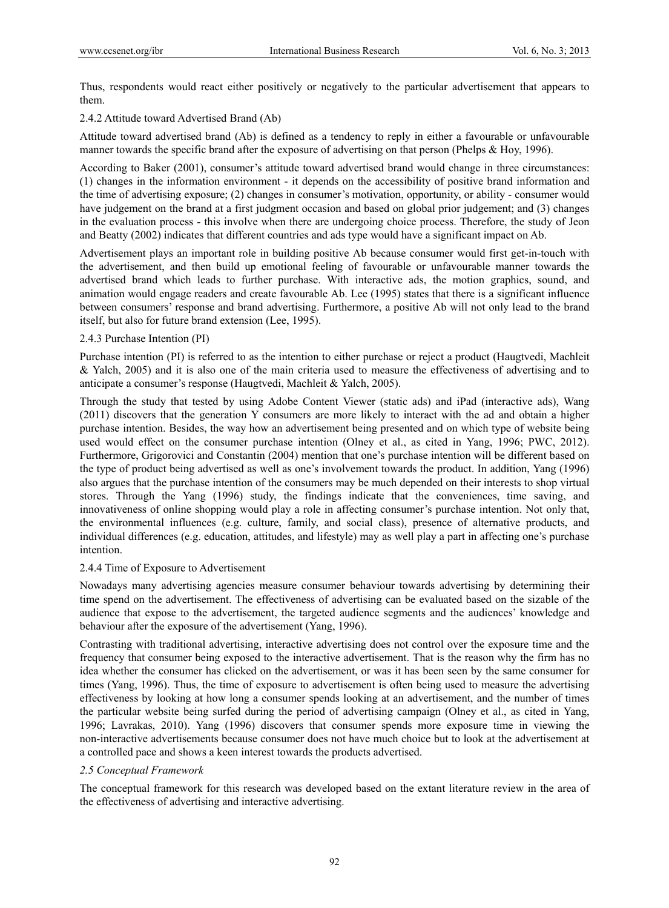Thus, respondents would react either positively or negatively to the particular advertisement that appears to them.

### 2.4.2 Attitude toward Advertised Brand (Ab)

Attitude toward advertised brand (Ab) is defined as a tendency to reply in either a favourable or unfavourable manner towards the specific brand after the exposure of advertising on that person (Phelps & Hoy, 1996).

According to Baker (2001), consumer's attitude toward advertised brand would change in three circumstances: (1) changes in the information environment - it depends on the accessibility of positive brand information and the time of advertising exposure; (2) changes in consumer's motivation, opportunity, or ability - consumer would have judgement on the brand at a first judgment occasion and based on global prior judgement; and (3) changes in the evaluation process - this involve when there are undergoing choice process. Therefore, the study of Jeon and Beatty (2002) indicates that different countries and ads type would have a significant impact on Ab.

Advertisement plays an important role in building positive Ab because consumer would first get-in-touch with the advertisement, and then build up emotional feeling of favourable or unfavourable manner towards the advertised brand which leads to further purchase. With interactive ads, the motion graphics, sound, and animation would engage readers and create favourable Ab. Lee (1995) states that there is a significant influence between consumers' response and brand advertising. Furthermore, a positive Ab will not only lead to the brand itself, but also for future brand extension (Lee, 1995).

### 2.4.3 Purchase Intention (PI)

Purchase intention (PI) is referred to as the intention to either purchase or reject a product (Haugtvedi, Machleit & Yalch, 2005) and it is also one of the main criteria used to measure the effectiveness of advertising and to anticipate a consumer's response (Haugtvedi, Machleit & Yalch, 2005).

Through the study that tested by using Adobe Content Viewer (static ads) and iPad (interactive ads), Wang (2011) discovers that the generation Y consumers are more likely to interact with the ad and obtain a higher purchase intention. Besides, the way how an advertisement being presented and on which type of website being used would effect on the consumer purchase intention (Olney et al., as cited in Yang, 1996; PWC, 2012). Furthermore, Grigorovici and Constantin (2004) mention that one's purchase intention will be different based on the type of product being advertised as well as one's involvement towards the product. In addition, Yang (1996) also argues that the purchase intention of the consumers may be much depended on their interests to shop virtual stores. Through the Yang (1996) study, the findings indicate that the conveniences, time saving, and innovativeness of online shopping would play a role in affecting consumer's purchase intention. Not only that, the environmental influences (e.g. culture, family, and social class), presence of alternative products, and individual differences (e.g. education, attitudes, and lifestyle) may as well play a part in affecting one's purchase intention.

### 2.4.4 Time of Exposure to Advertisement

Nowadays many advertising agencies measure consumer behaviour towards advertising by determining their time spend on the advertisement. The effectiveness of advertising can be evaluated based on the sizable of the audience that expose to the advertisement, the targeted audience segments and the audiences' knowledge and behaviour after the exposure of the advertisement (Yang, 1996).

Contrasting with traditional advertising, interactive advertising does not control over the exposure time and the frequency that consumer being exposed to the interactive advertisement. That is the reason why the firm has no idea whether the consumer has clicked on the advertisement, or was it has been seen by the same consumer for times (Yang, 1996). Thus, the time of exposure to advertisement is often being used to measure the advertising effectiveness by looking at how long a consumer spends looking at an advertisement, and the number of times the particular website being surfed during the period of advertising campaign (Olney et al., as cited in Yang, 1996; Lavrakas, 2010). Yang (1996) discovers that consumer spends more exposure time in viewing the non-interactive advertisements because consumer does not have much choice but to look at the advertisement at a controlled pace and shows a keen interest towards the products advertised.

## *2.5 Conceptual Framework*

The conceptual framework for this research was developed based on the extant literature review in the area of the effectiveness of advertising and interactive advertising.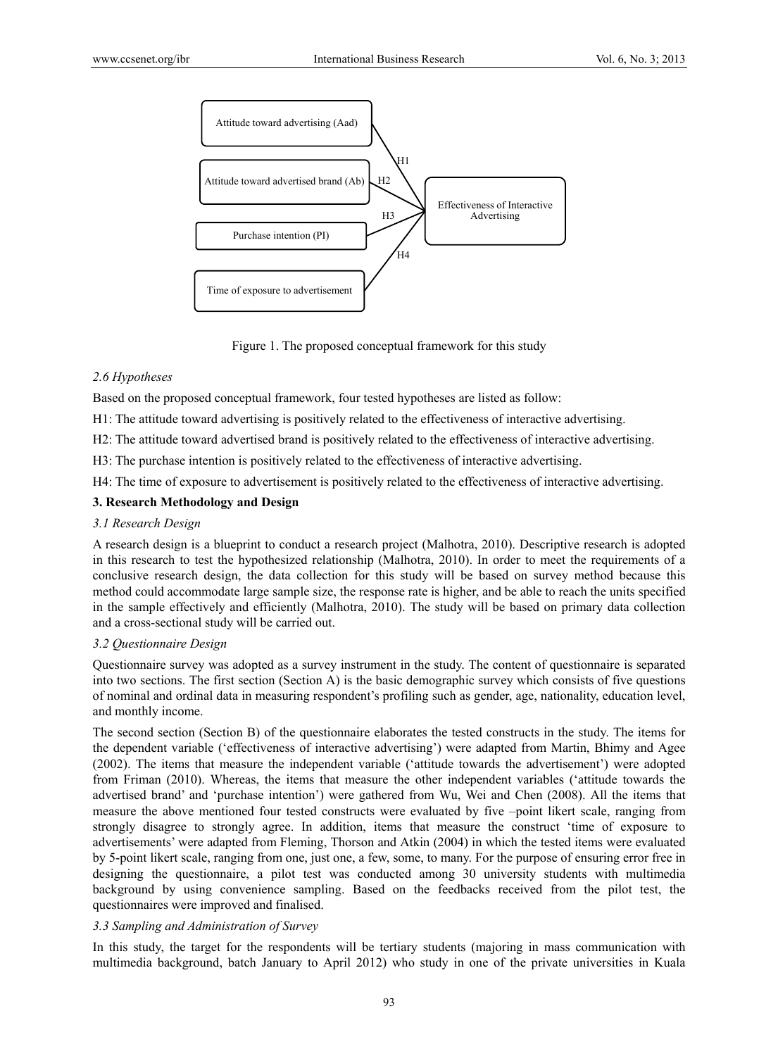Figure 1. The proposed conceptual framework for this study

*2.6 Hypotheses*

Based on the proposed conceptual framework, four tested hypotheses are listed as follow:

H1: The attitude toward advertising is positively related to the effectiveness of interactive advertising.

H2: The attitude toward advertised brand is positively related to the effectiveness of interactive advertising.

H3: The purchase intention is positively related to the effectiveness of interactive advertising.

H4: The time of exposure to advertisement is positively related to the effectiveness of interactive advertising.

**3. Research Methodology and Design**

*3.1 Research Design*

A research design is a blueprint to conduct a research project (Malhotra, 2010). Descriptive research is adopted in this research to test the hypothesized relationship (Malhotra, 2010). In order to meet the requirements of a conclusive research design, the data collection for this study will be based on survey method because this method could accommodate large sample size, the response rate is higher, and be able to reach the units specified in the sample effectively and efficiently (Malhotra, 2010). The study will be based on primary data collection and a cross-sectional study will be carried out.

*3.2 Questionnaire Design*

Questionnaire survey was adopted as a survey instrument in the study. The content of questionnaire is separated into two sections. The first section (Section A) is the basic demographic survey which consists of five questions of nominal and ordinal data in measuring respondent's profiling such as gender, age, nationality, education level, and monthly income.

The second section (Section B) of the questionnaire elaborates the tested constructs in the study. The items for the dependent variable ('effectiveness of interactive advertising') were adapted from Martin, Bhimy and Agee (2002). The items that measure the independent variable ('attitude towards the advertisement') were adopted from Friman (2010). Whereas, the items that measure the other independent variables ('attitude towards the advertised brand' and 'purchase intention') were gathered from Wu, Wei and Chen (2008). All the items that measure the above mentioned four tested constructs were evaluated by five –point likert scale, ranging from strongly disagree to strongly agree. In addition, items that measure the construct 'time of exposure to advertisements' were adapted from Fleming, Thorson and Atkin (2004) in which the tested items were evaluated by 5-point likert scale, ranging from one, just one, a few, some, to many. For the purpose of ensuring error free in designing the questionnaire, a pilot test was conducted among 30 university students with multimedia background by using convenience sampling. Based on the feedbacks received from the pilot test, the questionnaires were improved and finalised.

*3.3 Sampling and Administration of Survey*

In this study, the target for the respondents will be tertiary students (majoring in mass communication with multimedia background, batch January to April 2012) who study in one of the private universities in Kuala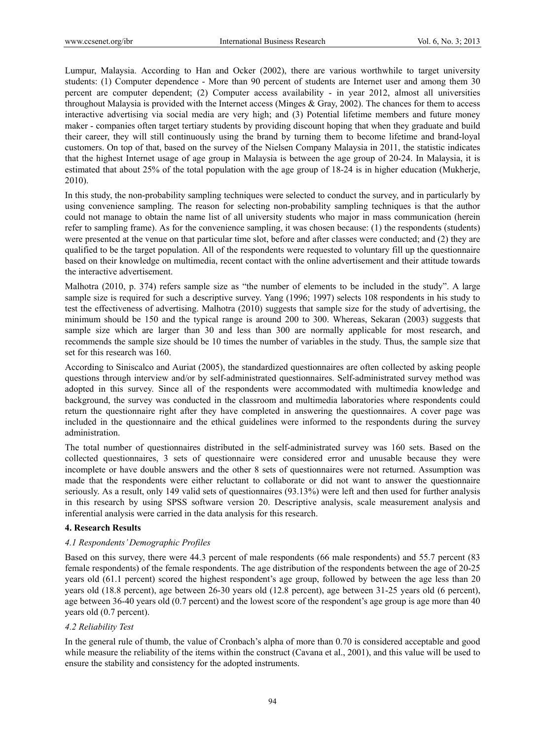Lumpur, Malaysia. According to Han and Ocker (2002), there are various worthwhile to target university students: (1) Computer dependence - More than 90 percent of students are Internet user and among them 30 percent are computer dependent; (2) Computer access availability - in year 2012, almost all universities throughout Malaysia is provided with the Internet access (Minges & Gray, 2002). The chances for them to access interactive advertising via social media are very high; and (3) Potential lifetime members and future money maker - companies often target tertiary students by providing discount hoping that when they graduate and build their career, they will still continuously using the brand by turning them to become lifetime and brand-loyal customers. On top of that, based on the survey of the Nielsen Company Malaysia in 2011, the statistic indicates that the highest Internet usage of age group in Malaysia is between the age group of 20-24. In Malaysia, it is estimated that about 25% of the total population with the age group of 18-24 is in higher education (Mukherje, 2010).

In this study, the non-probability sampling techniques were selected to conduct the survey, and in particularly by using convenience sampling. The reason for selecting non-probability sampling techniques is that the author could not manage to obtain the name list of all university students who major in mass communication (herein refer to sampling frame). As for the convenience sampling, it was chosen because: (1) the respondents (students) were presented at the venue on that particular time slot, before and after classes were conducted; and (2) they are qualified to be the target population. All of the respondents were requested to voluntary fill up the questionnaire based on their knowledge on multimedia, recent contact with the online advertisement and their attitude towards the interactive advertisement.

Malhotra (2010, p. 374) refers sample size as "the number of elements to be included in the study". A large sample size is required for such a descriptive survey. Yang (1996; 1997) selects 108 respondents in his study to test the effectiveness of advertising. Malhotra (2010) suggests that sample size for the study of advertising, the minimum should be 150 and the typical range is around 200 to 300. Whereas, Sekaran (2003) suggests that sample size which are larger than 30 and less than 300 are normally applicable for most research, and recommends the sample size should be 10 times the number of variables in the study. Thus, the sample size that set for this research was 160.

According to Siniscalco and Auriat (2005), the standardized questionnaires are often collected by asking people questions through interview and/or by self-administrated questionnaires. Self-administrated survey method was adopted in this survey. Since all of the respondents were accommodated with multimedia knowledge and background, the survey was conducted in the classroom and multimedia laboratories where respondents could return the questionnaire right after they have completed in answering the questionnaires. A cover page was included in the questionnaire and the ethical guidelines were informed to the respondents during the survey administration.

The total number of questionnaires distributed in the self-administrated survey was 160 sets. Based on the collected questionnaires, 3 sets of questionnaire were considered error and unusable because they were incomplete or have double answers and the other 8 sets of questionnaires were not returned. Assumption was made that the respondents were either reluctant to collaborate or did not want to answer the questionnaire seriously. As a result, only 149 valid sets of questionnaires (93.13%) were left and then used for further analysis in this research by using SPSS software version 20. Descriptive analysis, scale measurement analysis and inferential analysis were carried in the data analysis for this research.

## 4. Research Results

### *4.1 Respondents' Demographic Profiles*

Based on this survey, there were 44.3 percent of male respondents (66 male respondents) and 55.7 percent (83 female respondents) of the female respondents. The age distribution of the respondents between the age of 20-25 years old (61.1 percent) scored the highest respondent's age group, followed by between the age less than 20 years old (18.8 percent), age between 26-30 years old (12.8 percent), age between 31-25 years old (6 percent), age between 36-40 years old (0.7 percent) and the lowest score of the respondent's age group is age more than 40 years old (0.7 percent).

### *4.2 Reliability Test*

In the general rule of thumb, the value of Cronbach's alpha of more than 0.70 is considered acceptable and good while measure the reliability of the items within the construct (Cavana et al., 2001), and this value will be used to ensure the stability and consistency for the adopted instruments.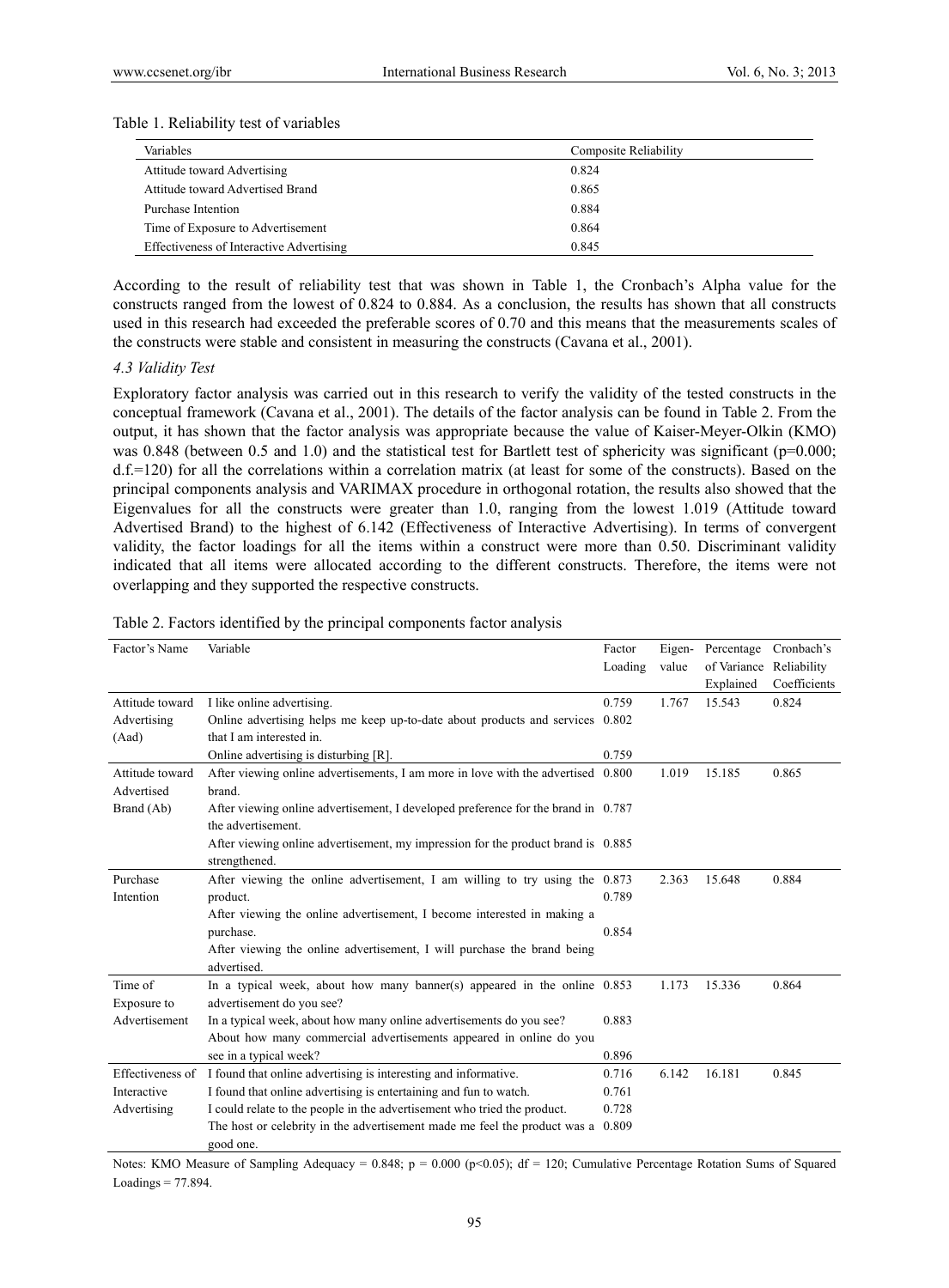Table 1. Reliability test of variables

| Variables | Composite Reliability |
|---|---|
| Attitude toward Advertising | 0.824 |
| Attitude toward Advertised Brand | 0.865 |
| Purchase Intention | 0.884 |
| Time of Exposure to Advertisement | 0.864 |
| Effectiveness of Interactive Advertising | 0.845 |

According to the result of reliability test that was shown in Table 1, the Cronbach's Alpha value for the constructs ranged from the lowest of 0.824 to 0.884. As a conclusion, the results has shown that all constructs used in this research had exceeded the preferable scores of 0.70 and this means that the measurements scales of the constructs were stable and consistent in measuring the constructs (Cavana et al., 2001).

*4.3 Validity Test*

Exploratory factor analysis was carried out in this research to verify the validity of the tested constructs in the conceptual framework (Cavana et al., 2001). The details of the factor analysis can be found in Table 2. From the output, it has shown that the factor analysis was appropriate because the value of Kaiser-Meyer-Olkin (KMO) was 0.848 (between 0.5 and 1.0) and the statistical test for Bartlett test of sphericity was significant (p=0.000; d.f.=120) for all the correlations within a correlation matrix (at least for some of the constructs). Based on the principal components analysis and VARIMAX procedure in orthogonal rotation, the results also showed that the Eigenvalues for all the constructs were greater than 1.0, ranging from the lowest 1.019 (Attitude toward Advertised Brand) to the highest of 6.142 (Effectiveness of Interactive Advertising). In terms of convergent validity, the factor loadings for all the items within a construct were more than 0.50. Discriminant validity indicated that all items were allocated according to the different constructs. Therefore, the items were not overlapping and they supported the respective constructs.

Table 2. Factors identified by the principal components factor analysis

| Factor's Name | Variable | Factor Loading | Eigen-value | Percentage of Variance Explained | Cronbach's Reliability Coefficients |
|---|---|---|---|---|---|
| Attitude toward Advertising (Aad) | I like online advertising. | 0.759 | 1.767 | 15.543 | 0.824 |
| | Online advertising helps me keep up-to-date about products and services that I am interested in. | 0.802 | | | |
| | Online advertising is disturbing [R]. | 0.759 | | | |
| Attitude toward Advertised Brand (Ab) | After viewing online advertisements, I am more in love with the advertised brand. | 0.800 | 1.019 | 15.185 | 0.865 |
| | After viewing online advertisement, I developed preference for the brand in the advertisement. | 0.787 | | | |
| | After viewing online advertisement, my impression for the product brand is strengthened. | 0.885 | | | |
| Purchase Intention | After viewing the online advertisement, I am willing to try using the product. | 0.873 | 2.363 | 15.648 | 0.884 |
| | After viewing the online advertisement, I become interested in making a purchase. | 0.789 | | | |
| | After viewing the online advertisement, I will purchase the brand being advertised. | 0.854 | | | |
| Time of Exposure to Advertisement | In a typical week, about how many banner(s) appeared in the online advertisement do you see? | 0.853 | 1.173 | 15.336 | 0.864 |
| | In a typical week, about how many online advertisements do you see? | 0.883 | | | |
| | About how many commercial advertisements appeared in online do you see in a typical week? | 0.896 | | | |
| Effectiveness of Interactive Advertising | I found that online advertising is interesting and informative. | 0.716 | 6.142 | 16.181 | 0.845 |
| | I found that online advertising is entertaining and fun to watch. | 0.761 | | | |
| | I could relate to the people in the advertisement who tried the product. | 0.728 | | | |
| | The host or celebrity in the advertisement made me feel the product was a good one. | 0.809 | | | |

Notes: KMO Measure of Sampling Adequacy = 0.848; p = 0.000 (p<0.05); df = 120; Cumulative Percentage Rotation Sums of Squared Loadings = 77.894.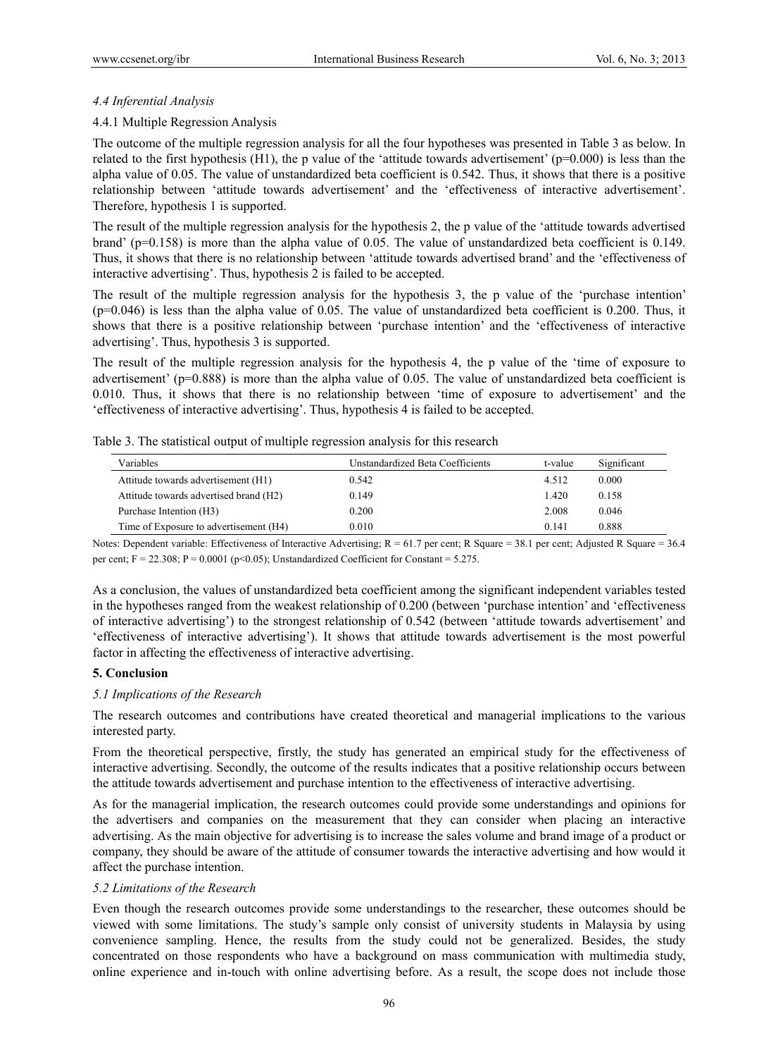### *4.4 Inferential Analysis*

#### 4.4.1 Multiple Regression Analysis

The outcome of the multiple regression analysis for all the four hypotheses was presented in Table 3 as below. In related to the first hypothesis (H1), the p value of the 'attitude towards advertisement' ($p=0.000$) is less than the alpha value of 0.05. The value of unstandardized beta coefficient is 0.542. Thus, it shows that there is a positive relationship between 'attitude towards advertisement' and the 'effectiveness of interactive advertisement'. Therefore, hypothesis 1 is supported.

The result of the multiple regression analysis for the hypothesis 2, the p value of the 'attitude towards advertised brand' ($p=0.158$) is more than the alpha value of 0.05. The value of unstandardized beta coefficient is 0.149. Thus, it shows that there is no relationship between 'attitude towards advertised brand' and the 'effectiveness of interactive advertising'. Thus, hypothesis 2 is failed to be accepted.

The result of the multiple regression analysis for the hypothesis 3, the p value of the 'purchase intention' ($p=0.046$) is less than the alpha value of 0.05. The value of unstandardized beta coefficient is 0.200. Thus, it shows that there is a positive relationship between 'purchase intention' and the 'effectiveness of interactive advertising'. Thus, hypothesis 3 is supported.

The result of the multiple regression analysis for the hypothesis 4, the p value of the 'time of exposure to advertisement' ($p=0.888$) is more than the alpha value of 0.05. The value of unstandardized beta coefficient is 0.010. Thus, it shows that there is no relationship between 'time of exposure to advertisement' and the 'effectiveness of interactive advertising'. Thus, hypothesis 4 is failed to be accepted.

Table 3. The statistical output of multiple regression analysis for this research

| Variables | Unstandardized Beta Coefficients | t-value | Significant |
|---|---|---|---|
| Attitude towards advertisement (H1) | 0.542 | 4.512 | 0.000 |
| Attitude towards advertised brand (H2) | 0.149 | 1.420 | 0.158 |
| Purchase Intention (H3) | 0.200 | 2.008 | 0.046 |
| Time of Exposure to advertisement (H4) | 0.010 | 0.141 | 0.888 |

Notes: Dependent variable: Effectiveness of Interactive Advertising; $R = 61.7$ per cent; R Square = 38.1 per cent; Adjusted R Square = 36.4 per cent; $F = 22.308$; $P = 0.0001$ ($p<0.05$); Unstandardized Coefficient for Constant = 5.275.

As a conclusion, the values of unstandardized beta coefficient among the significant independent variables tested in the hypotheses ranged from the weakest relationship of 0.200 (between 'purchase intention' and 'effectiveness of interactive advertising') to the strongest relationship of 0.542 (between 'attitude towards advertisement' and 'effectiveness of interactive advertising'). It shows that attitude towards advertisement is the most powerful factor in affecting the effectiveness of interactive advertising.

## 5. Conclusion

### *5.1 Implications of the Research*

The research outcomes and contributions have created theoretical and managerial implications to the various interested party.

From the theoretical perspective, firstly, the study has generated an empirical study for the effectiveness of interactive advertising. Secondly, the outcome of the results indicates that a positive relationship occurs between the attitude towards advertisement and purchase intention to the effectiveness of interactive advertising.

As for the managerial implication, the research outcomes could provide some understandings and opinions for the advertisers and companies on the measurement that they can consider when placing an interactive advertising. As the main objective for advertising is to increase the sales volume and brand image of a product or company, they should be aware of the attitude of consumer towards the interactive advertising and how would it affect the purchase intention.

### *5.2 Limitations of the Research*

Even though the research outcomes provide some understandings to the researcher, these outcomes should be viewed with some limitations. The study's sample only consist of university students in Malaysia by using convenience sampling. Hence, the results from the study could not be generalized. Besides, the study concentrated on those respondents who have a background on mass communication with multimedia study, online experience and in-touch with online advertising before. As a result, the scope does not include those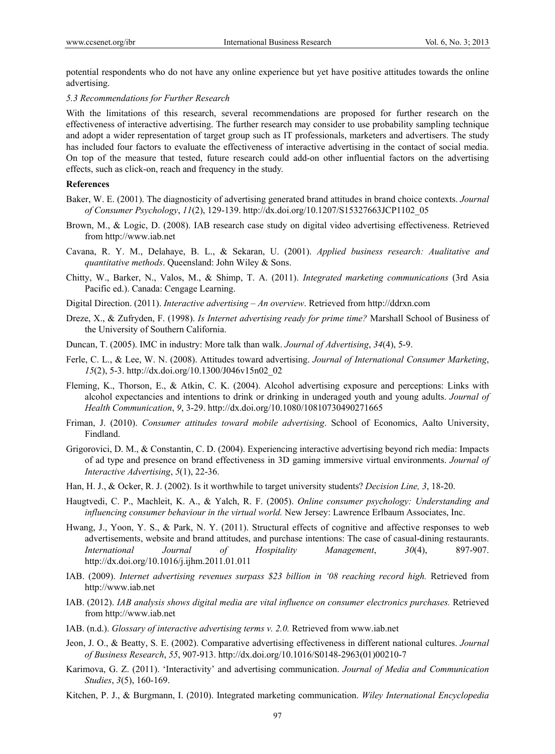potential respondents who do not have any online experience but yet have positive attitudes towards the online advertising.

*5.3 Recommendations for Further Research*

With the limitations of this research, several recommendations are proposed for further research on the effectiveness of interactive advertising. The further research may consider to use probability sampling technique and adopt a wider representation of target group such as IT professionals, marketers and advertisers. The study has included four factors to evaluate the effectiveness of interactive advertising in the contact of social media. On top of the measure that tested, future research could add-on other influential factors on the advertising effects, such as click-on, reach and frequency in the study.

**References**

Baker, W. E. (2001). The diagnosticity of advertising generated brand attitudes in brand choice contexts. *Journal of Consumer Psychology*, *11*(2), 129-139. http://dx.doi.org/10.1207/S15327663JCP1102_05

Brown, M., & Logic, D. (2008). IAB research case study on digital video advertising effectiveness. Retrieved from http://www.iab.net

Cavana, R. Y. M., Delahaye, B. L., & Sekaran, U. (2001). *Applied business research: Aualitative and quantitative methods*. Queensland: John Wiley & Sons.

Chitty, W., Barker, N., Valos, M., & Shimp, T. A. (2011). *Integrated marketing communications* (3rd Asia Pacific ed.). Canada: Cengage Learning.

Digital Direction. (2011). *Interactive advertising – An overview*. Retrieved from http://ddrxn.com

Dreze, X., & Zufryden, F. (1998). *Is Internet advertising ready for prime time?* Marshall School of Business of the University of Southern California.

Duncan, T. (2005). IMC in industry: More talk than walk. *Journal of Advertising*, *34*(4), 5-9.

Ferle, C. L., & Lee, W. N. (2008). Attitudes toward advertising. *Journal of International Consumer Marketing*, *15*(2), 5-3. http://dx.doi.org/10.1300/J046v15n02_02

Fleming, K., Thorson, E., & Atkin, C. K. (2004). Alcohol advertising exposure and perceptions: Links with alcohol expectancies and intentions to drink or drinking in underaged youth and young adults. *Journal of Health Communication*, *9*, 3-29. http://dx.doi.org/10.1080/10810730490271665

Friman, J. (2010). *Consumer attitudes toward mobile advertising*. School of Economics, Aalto University, Findland.

Grigorovici, D. M., & Constantin, C. D. (2004). Experiencing interactive advertising beyond rich media: Impacts of ad type and presence on brand effectiveness in 3D gaming immersive virtual environments. *Journal of Interactive Advertising*, *5*(1), 22-36.

Han, H. J., & Ocker, R. J. (2002). Is it worthwhile to target university students? *Decision Line, 3*, 18-20.

Haugtvedi, C. P., Machleit, K. A., & Yalch, R. F. (2005). *Online consumer psychology: Understanding and influencing consumer behaviour in the virtual world.* New Jersey: Lawrence Erlbaum Associates, Inc.

Hwang, J., Yoon, Y. S., & Park, N. Y. (2011). Structural effects of cognitive and affective responses to web advertisements, website and brand attitudes, and purchase intentions: The case of casual-dining restaurants. *International Journal of Hospitality Management*, *30*(4), 897-907. http://dx.doi.org/10.1016/j.ijhm.2011.01.011

IAB. (2009). *Internet advertising revenues surpass $23 billion in '08 reaching record high.* Retrieved from http://www.iab.net

IAB. (2012). *IAB analysis shows digital media are vital influence on consumer electronics purchases.* Retrieved from http://www.iab.net

IAB. (n.d.). *Glossary of interactive advertising terms v. 2.0.* Retrieved from www.iab.net

Jeon, J. O., & Beatty, S. E. (2002). Comparative advertising effectiveness in different national cultures. *Journal of Business Research*, *55*, 907-913. http://dx.doi.org/10.1016/S0148-2963(01)00210-7

Karimova, G. Z. (2011). 'Interactivity' and advertising communication. *Journal of Media and Communication Studies*, *3*(5), 160-169.

Kitchen, P. J., & Burgmann, I. (2010). Integrated marketing communication. *Wiley International Encyclopedia*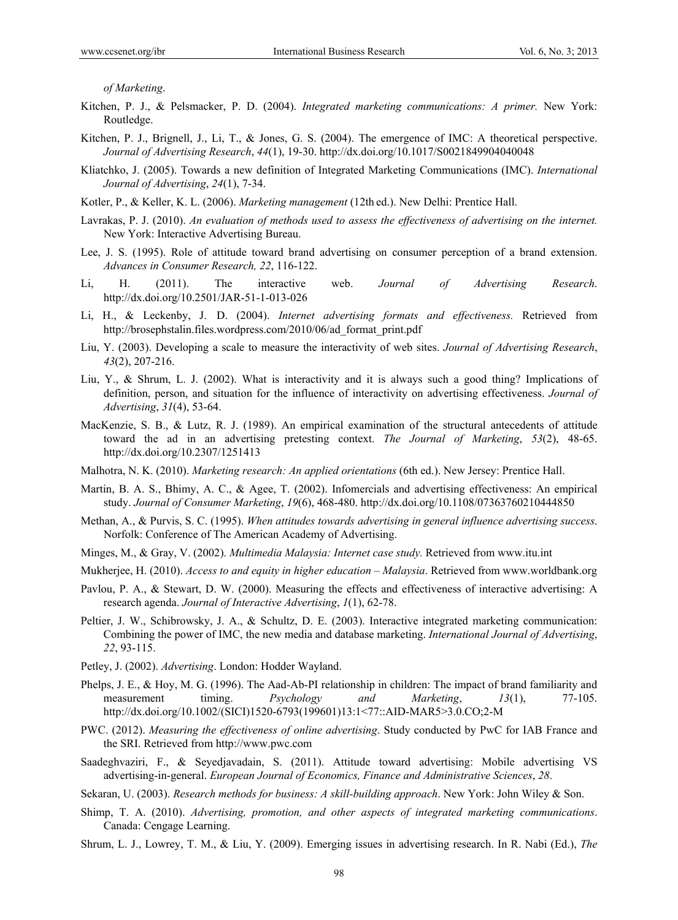*of Marketing*.

Kitchen, P. J., & Pelsmacker, P. D. (2004). *Integrated marketing communications: A primer.* New York: Routledge.

Kitchen, P. J., Brignell, J., Li, T., & Jones, G. S. (2004). The emergence of IMC: A theoretical perspective. *Journal of Advertising Research*, *44*(1), 19-30. http://dx.doi.org/10.1017/S0021849904040048

Kliatchko, J. (2005). Towards a new definition of Integrated Marketing Communications (IMC). *International Journal of Advertising*, *24*(1), 7-34.

Kotler, P., & Keller, K. L. (2006). *Marketing management* (12th ed.). New Delhi: Prentice Hall.

Lavrakas, P. J. (2010). *An evaluation of methods used to assess the effectiveness of advertising on the internet.* New York: Interactive Advertising Bureau.

Lee, J. S. (1995). Role of attitude toward brand advertising on consumer perception of a brand extension. *Advances in Consumer Research, 22*, 116-122.

Li, H. (2011). The interactive web. *Journal of Advertising Research*. http://dx.doi.org/10.2501/JAR-51-1-013-026

Li, H., & Leckenby, J. D. (2004). *Internet advertising formats and effectiveness.* Retrieved from http://brosephstalin.files.wordpress.com/2010/06/ad_format_print.pdf

Liu, Y. (2003). Developing a scale to measure the interactivity of web sites. *Journal of Advertising Research*, *43*(2), 207-216.

Liu, Y., & Shrum, L. J. (2002). What is interactivity and it is always such a good thing? Implications of definition, person, and situation for the influence of interactivity on advertising effectiveness. *Journal of Advertising*, *31*(4), 53-64.

MacKenzie, S. B., & Lutz, R. J. (1989). An empirical examination of the structural antecedents of attitude toward the ad in an advertising pretesting context. *The Journal of Marketing*, *53*(2), 48-65. http://dx.doi.org/10.2307/1251413

Malhotra, N. K. (2010). *Marketing research: An applied orientations* (6th ed.). New Jersey: Prentice Hall.

Martin, B. A. S., Bhimy, A. C., & Agee, T. (2002). Infomercials and advertising effectiveness: An empirical study. *Journal of Consumer Marketing*, *19*(6), 468-480. http://dx.doi.org/10.1108/07363760210444850

Methan, A., & Purvis, S. C. (1995). *When attitudes towards advertising in general influence advertising success*. Norfolk: Conference of The American Academy of Advertising.

Minges, M., & Gray, V. (2002). *Multimedia Malaysia: Internet case study.* Retrieved from www.itu.int

Mukherjee, H. (2010). *Access to and equity in higher education – Malaysia*. Retrieved from www.worldbank.org

Pavlou, P. A., & Stewart, D. W. (2000). Measuring the effects and effectiveness of interactive advertising: A research agenda. *Journal of Interactive Advertising*, *1*(1), 62-78.

Peltier, J. W., Schibrowsky, J. A., & Schultz, D. E. (2003). Interactive integrated marketing communication: Combining the power of IMC, the new media and database marketing. *International Journal of Advertising*, *22*, 93-115.

Petley, J. (2002). *Advertising*. London: Hodder Wayland.

Phelps, J. E., & Hoy, M. G. (1996). The Aad-Ab-PI relationship in children: The impact of brand familiarity and measurement timing. *Psychology and Marketing*, *13*(1), 77-105. http://dx.doi.org/10.1002/(SICI)1520-6793(199601)13:1<77::AID-MAR5>3.0.CO;2-M

PWC. (2012). *Measuring the effectiveness of online advertising*. Study conducted by PwC for IAB France and the SRI. Retrieved from http://www.pwc.com

Saadeghvaziri, F., & Seyedjavadain, S. (2011). Attitude toward advertising: Mobile advertising VS advertising-in-general. *European Journal of Economics, Finance and Administrative Sciences*, *28*.

Sekaran, U. (2003). *Research methods for business: A skill-building approach*. New York: John Wiley & Son.

Shimp, T. A. (2010). *Advertising, promotion, and other aspects of integrated marketing communications*. Canada: Cengage Learning.

Shrum, L. J., Lowrey, T. M., & Liu, Y. (2009). Emerging issues in advertising research. In R. Nabi (Ed.), *The*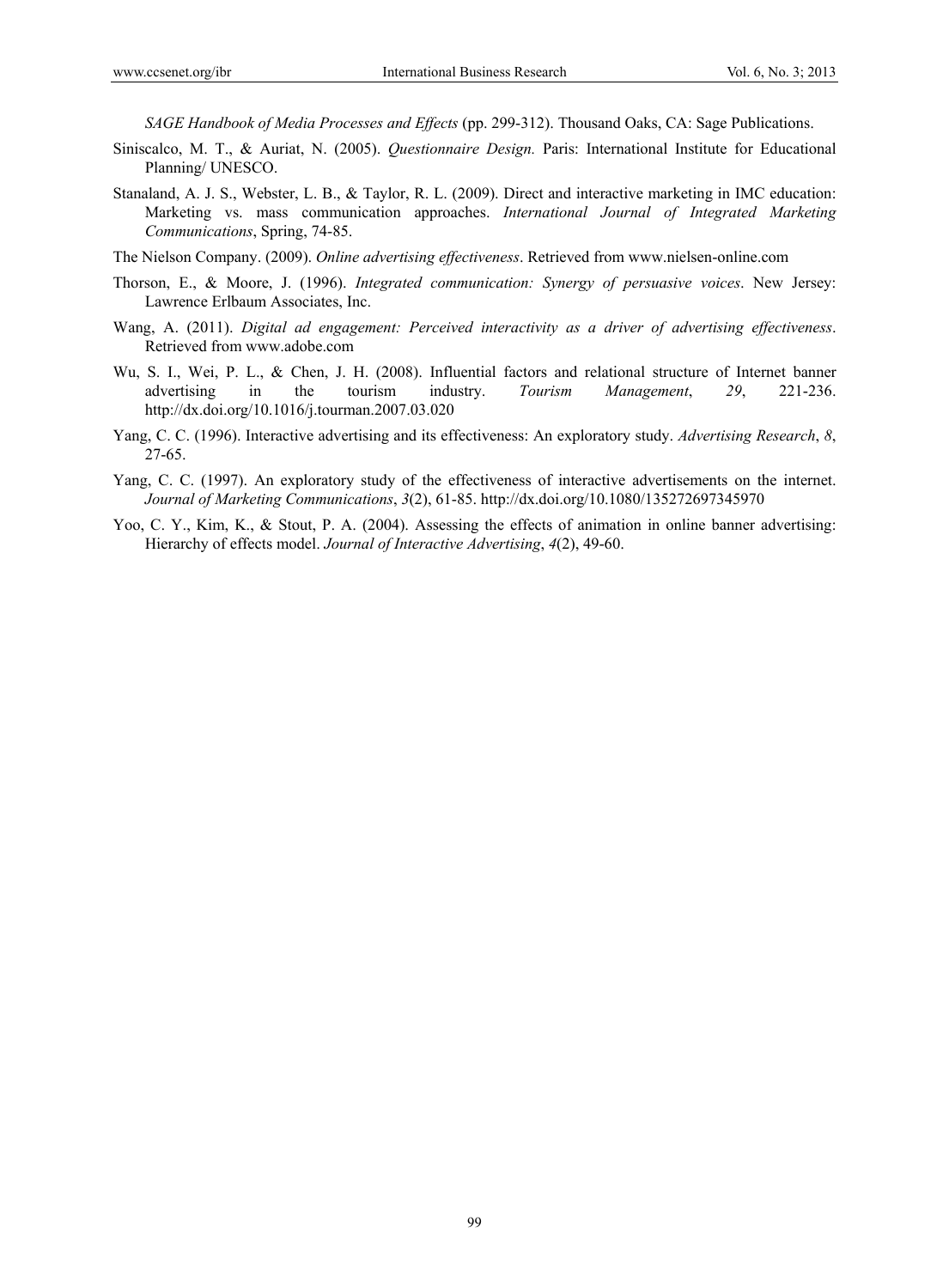*SAGE Handbook of Media Processes and Effects* (pp. 299-312). Thousand Oaks, CA: Sage Publications.

Siniscalco, M. T., & Auriat, N. (2005). *Questionnaire Design.* Paris: International Institute for Educational Planning/ UNESCO.

Stanaland, A. J. S., Webster, L. B., & Taylor, R. L. (2009). Direct and interactive marketing in IMC education: Marketing vs. mass communication approaches. *International Journal of Integrated Marketing Communications*, Spring, 74-85.

The Nielson Company. (2009). *Online advertising effectiveness*. Retrieved from www.nielsen-online.com

Thorson, E., & Moore, J. (1996). *Integrated communication: Synergy of persuasive voices*. New Jersey: Lawrence Erlbaum Associates, Inc.

Wang, A. (2011). *Digital ad engagement: Perceived interactivity as a driver of advertising effectiveness*. Retrieved from www.adobe.com

Wu, S. I., Wei, P. L., & Chen, J. H. (2008). Influential factors and relational structure of Internet banner advertising in the tourism industry. *Tourism Management*, *29*, 221-236. http://dx.doi.org/10.1016/j.tourman.2007.03.020

Yang, C. C. (1996). Interactive advertising and its effectiveness: An exploratory study. *Advertising Research*, *8*, 27-65.

Yang, C. C. (1997). An exploratory study of the effectiveness of interactive advertisements on the internet. *Journal of Marketing Communications*, *3*(2), 61-85. http://dx.doi.org/10.1080/135272697345970

Yoo, C. Y., Kim, K., & Stout, P. A. (2004). Assessing the effects of animation in online banner advertising: Hierarchy of effects model. *Journal of Interactive Advertising*, *4*(2), 49-60.